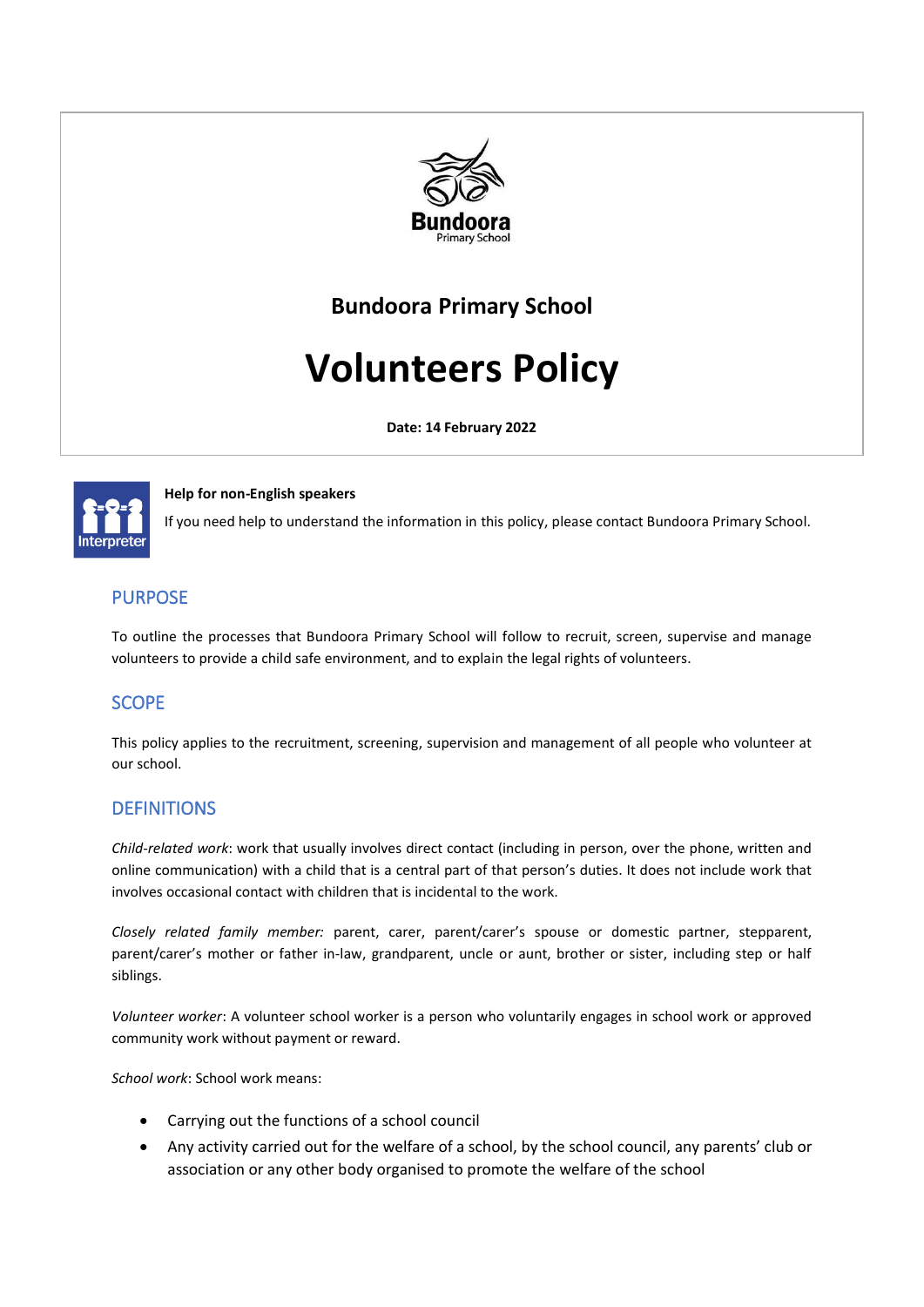Bundoora Primary School

# Bundoora Primary School

# Volunteers Policy

**Date: 14 February 2022**

**Help for non-English speakers**

If you need help to understand the information in this policy, please contact Bundoora Primary School.

## PURPOSE

To outline the processes that Bundoora Primary School will follow to recruit, screen, supervise and manage volunteers to provide a child safe environment, and to explain the legal rights of volunteers.

## SCOPE

This policy applies to the recruitment, screening, supervision and management of all people who volunteer at our school.

## DEFINITIONS

*Child-related work*: work that usually involves direct contact (including in person, over the phone, written and online communication) with a child that is a central part of that person's duties. It does not include work that involves occasional contact with children that is incidental to the work.

*Closely related family member:* parent, carer, parent/carer's spouse or domestic partner, stepparent, parent/carer's mother or father in-law, grandparent, uncle or aunt, brother or sister, including step or half siblings.

*Volunteer worker*: A volunteer school worker is a person who voluntarily engages in school work or approved community work without payment or reward.

*School work*: School work means:

- Carrying out the functions of a school council
- Any activity carried out for the welfare of a school, by the school council, any parents' club or association or any other body organised to promote the welfare of the school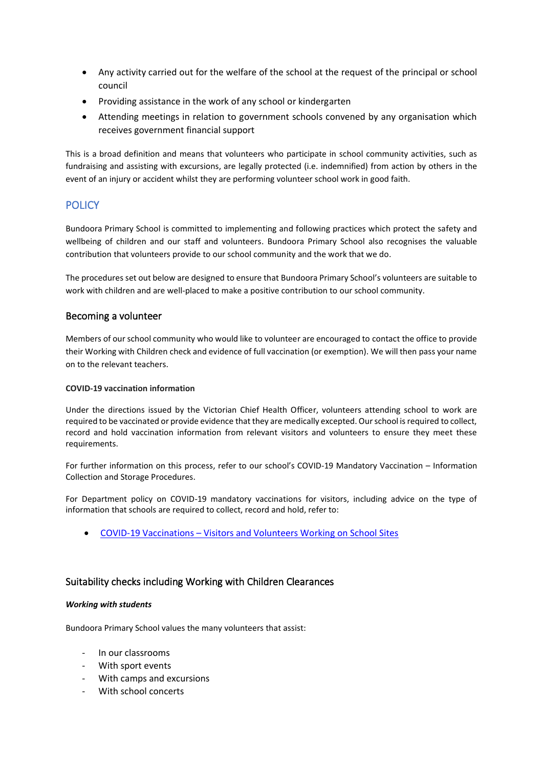- Any activity carried out for the welfare of the school at the request of the principal or school council
- Providing assistance in the work of any school or kindergarten
- Attending meetings in relation to government schools convened by any organisation which receives government financial support

This is a broad definition and means that volunteers who participate in school community activities, such as fundraising and assisting with excursions, are legally protected (i.e. indemnified) from action by others in the event of an injury or accident whilst they are performing volunteer school work in good faith.

## POLICY

Bundoora Primary School is committed to implementing and following practices which protect the safety and wellbeing of children and our staff and volunteers. Bundoora Primary School also recognises the valuable contribution that volunteers provide to our school community and the work that we do.

The procedures set out below are designed to ensure that Bundoora Primary School's volunteers are suitable to work with children and are well-placed to make a positive contribution to our school community.

### Becoming a volunteer

Members of our school community who would like to volunteer are encouraged to contact the office to provide their Working with Children check and evidence of full vaccination (or exemption). We will then pass your name on to the relevant teachers.

**COVID-19 vaccination information**

Under the directions issued by the Victorian Chief Health Officer, volunteers attending school to work are required to be vaccinated or provide evidence that they are medically excepted. Our school is required to collect, record and hold vaccination information from relevant visitors and volunteers to ensure they meet these requirements.

For further information on this process, refer to our school's COVID-19 Mandatory Vaccination – Information Collection and Storage Procedures.

For Department policy on COVID-19 mandatory vaccinations for visitors, including advice on the type of information that schools are required to collect, record and hold, refer to:

- COVID-19 Vaccinations – Visitors and Volunteers Working on School Sites

### Suitability checks including Working with Children Clearances

***Working with students***

Bundoora Primary School values the many volunteers that assist:

- In our classrooms
- With sport events
- With camps and excursions
- With school concerts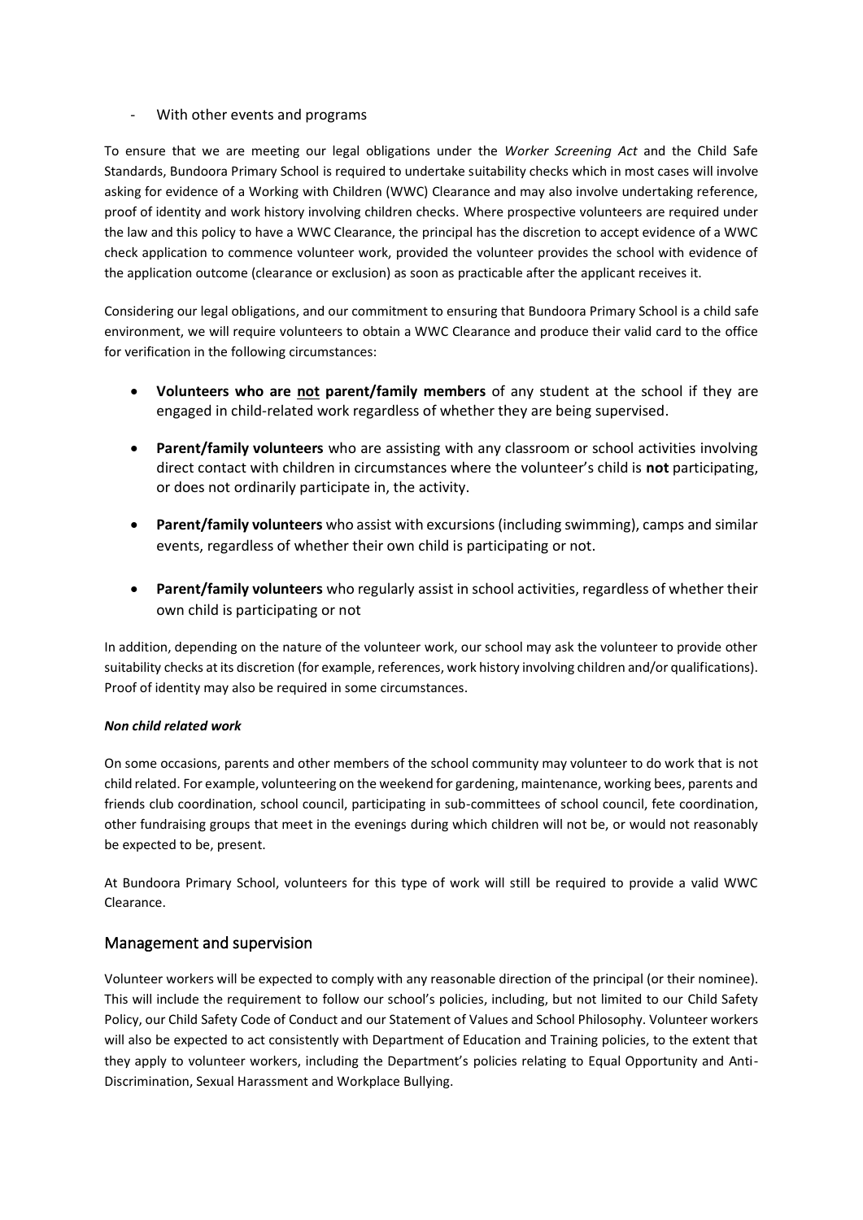- With other events and programs

To ensure that we are meeting our legal obligations under the *Worker Screening Act* and the Child Safe Standards, Bundoora Primary School is required to undertake suitability checks which in most cases will involve asking for evidence of a Working with Children (WWC) Clearance and may also involve undertaking reference, proof of identity and work history involving children checks. Where prospective volunteers are required under the law and this policy to have a WWC Clearance, the principal has the discretion to accept evidence of a WWC check application to commence volunteer work, provided the volunteer provides the school with evidence of the application outcome (clearance or exclusion) as soon as practicable after the applicant receives it.

Considering our legal obligations, and our commitment to ensuring that Bundoora Primary School is a child safe environment, we will require volunteers to obtain a WWC Clearance and produce their valid card to the office for verification in the following circumstances:

- **Volunteers who are <u>not</u> parent/family members** of any student at the school if they are engaged in child-related work regardless of whether they are being supervised.
- **Parent/family volunteers** who are assisting with any classroom or school activities involving direct contact with children in circumstances where the volunteer's child is **not** participating, or does not ordinarily participate in, the activity.
- **Parent/family volunteers** who assist with excursions (including swimming), camps and similar events, regardless of whether their own child is participating or not.
- **Parent/family volunteers** who regularly assist in school activities, regardless of whether their own child is participating or not

In addition, depending on the nature of the volunteer work, our school may ask the volunteer to provide other suitability checks at its discretion (for example, references, work history involving children and/or qualifications). Proof of identity may also be required in some circumstances.

***Non child related work***

On some occasions, parents and other members of the school community may volunteer to do work that is not child related. For example, volunteering on the weekend for gardening, maintenance, working bees, parents and friends club coordination, school council, participating in sub-committees of school council, fete coordination, other fundraising groups that meet in the evenings during which children will not be, or would not reasonably be expected to be, present.

At Bundoora Primary School, volunteers for this type of work will still be required to provide a valid WWC Clearance.

## Management and supervision

Volunteer workers will be expected to comply with any reasonable direction of the principal (or their nominee). This will include the requirement to follow our school's policies, including, but not limited to our Child Safety Policy, our Child Safety Code of Conduct and our Statement of Values and School Philosophy. Volunteer workers will also be expected to act consistently with Department of Education and Training policies, to the extent that they apply to volunteer workers, including the Department's policies relating to Equal Opportunity and Anti-Discrimination, Sexual Harassment and Workplace Bullying.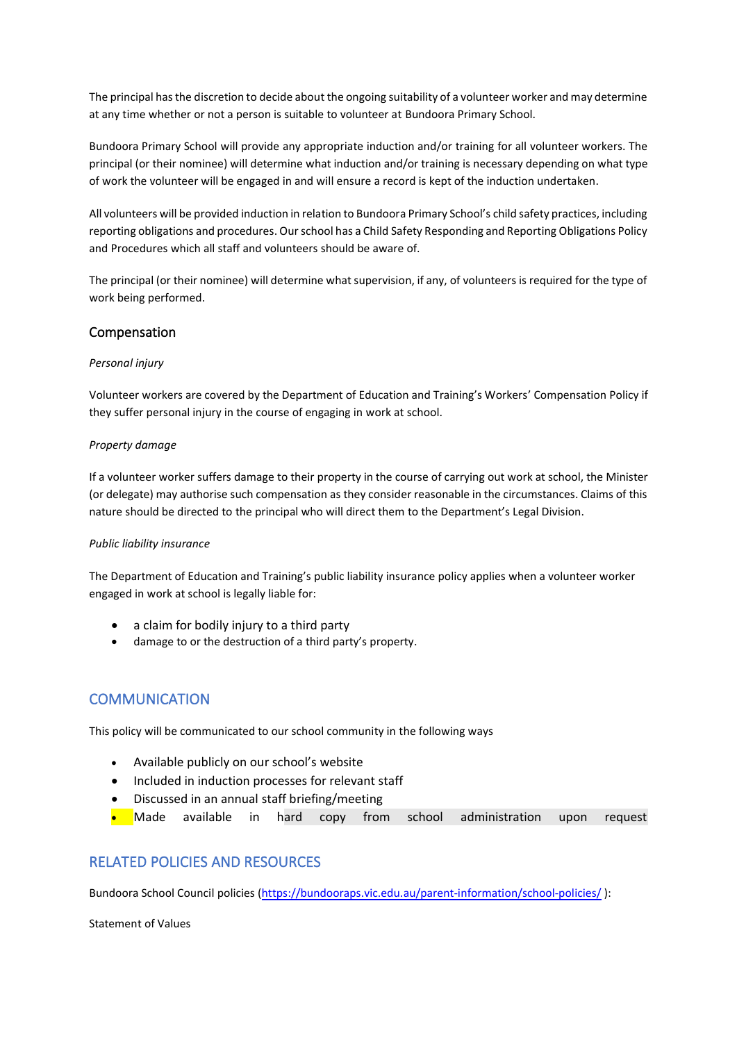The principal has the discretion to decide about the ongoing suitability of a volunteer worker and may determine at any time whether or not a person is suitable to volunteer at Bundoora Primary School.

Bundoora Primary School will provide any appropriate induction and/or training for all volunteer workers. The principal (or their nominee) will determine what induction and/or training is necessary depending on what type of work the volunteer will be engaged in and will ensure a record is kept of the induction undertaken.

All volunteers will be provided induction in relation to Bundoora Primary School's child safety practices, including reporting obligations and procedures. Our school has a Child Safety Responding and Reporting Obligations Policy and Procedures which all staff and volunteers should be aware of.

The principal (or their nominee) will determine what supervision, if any, of volunteers is required for the type of work being performed.

### Compensation

*Personal injury*

Volunteer workers are covered by the Department of Education and Training's Workers' Compensation Policy if they suffer personal injury in the course of engaging in work at school.

*Property damage*

If a volunteer worker suffers damage to their property in the course of carrying out work at school, the Minister (or delegate) may authorise such compensation as they consider reasonable in the circumstances. Claims of this nature should be directed to the principal who will direct them to the Department's Legal Division.

*Public liability insurance*

The Department of Education and Training's public liability insurance policy applies when a volunteer worker engaged in work at school is legally liable for:

- a claim for bodily injury to a third party
- damage to or the destruction of a third party's property.

## COMMUNICATION

This policy will be communicated to our school community in the following ways

- Available publicly on our school's website
- Included in induction processes for relevant staff
- Discussed in an annual staff briefing/meeting
- Made available in hard copy from school administration upon request

## RELATED POLICIES AND RESOURCES

Bundoora School Council policies (https://bundooraps.vic.edu.au/parent-information/school-policies/ ):

Statement of Values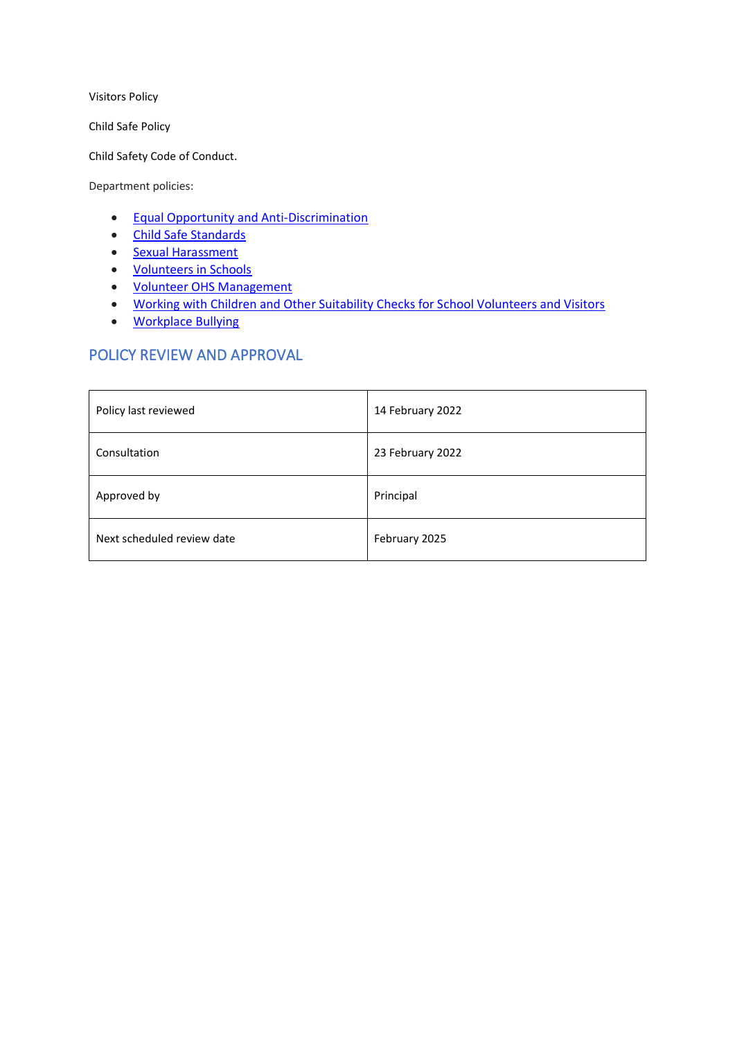Visitors Policy

Child Safe Policy

Child Safety Code of Conduct.

Department policies:

- Equal Opportunity and Anti-Discrimination
- Child Safe Standards
- Sexual Harassment
- Volunteers in Schools
- Volunteer OHS Management
- Working with Children and Other Suitability Checks for School Volunteers and Visitors
- Workplace Bullying

## POLICY REVIEW AND APPROVAL

| | |
|---|---|
| Policy last reviewed | 14 February 2022 |
| Consultation | 23 February 2022 |
| Approved by | Principal |
| Next scheduled review date | February 2025 |